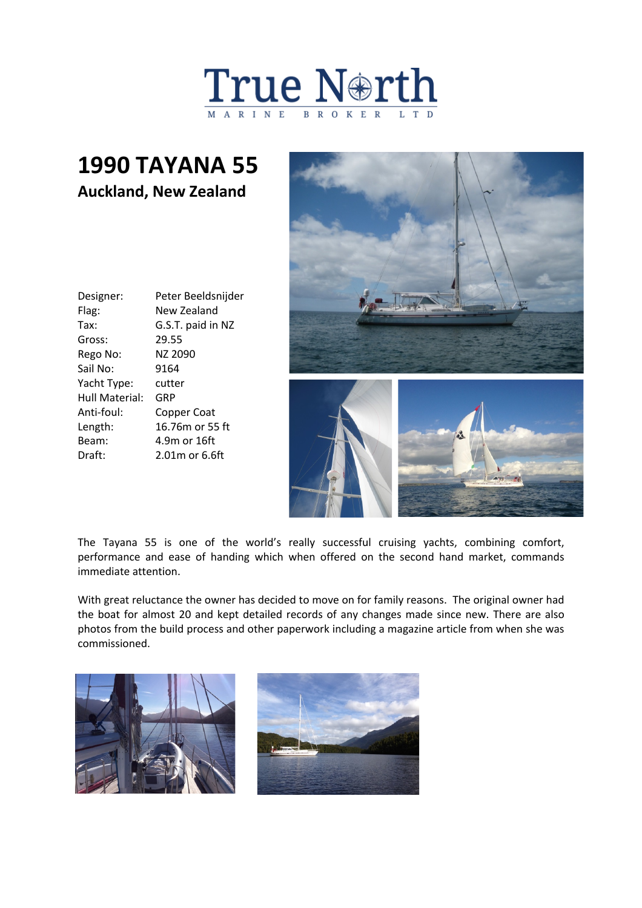True North
MARINE BROKER LTD

# 1990 TAYANA 55

## Auckland, New Zealand

| | |
|---|---|
| Designer: | Peter Beeldsnijder |
| Flag: | New Zealand |
| Tax: | G.S.T. paid in NZ |
| Gross: | 29.55 |
| Rego No: | NZ 2090 |
| Sail No: | 9164 |
| Yacht Type: | cutter |
| Hull Material: | GRP |
| Anti-foul: | Copper Coat |
| Length: | 16.76m or 55 ft |
| Beam: | 4.9m or 16ft |
| Draft: | 2.01m or 6.6ft |

The Tayana 55 is one of the world's really successful cruising yachts, combining comfort, performance and ease of handing which when offered on the second hand market, commands immediate attention.

With great reluctance the owner has decided to move on for family reasons. The original owner had the boat for almost 20 and kept detailed records of any changes made since new. There are also photos from the build process and other paperwork including a magazine article from when she was commissioned.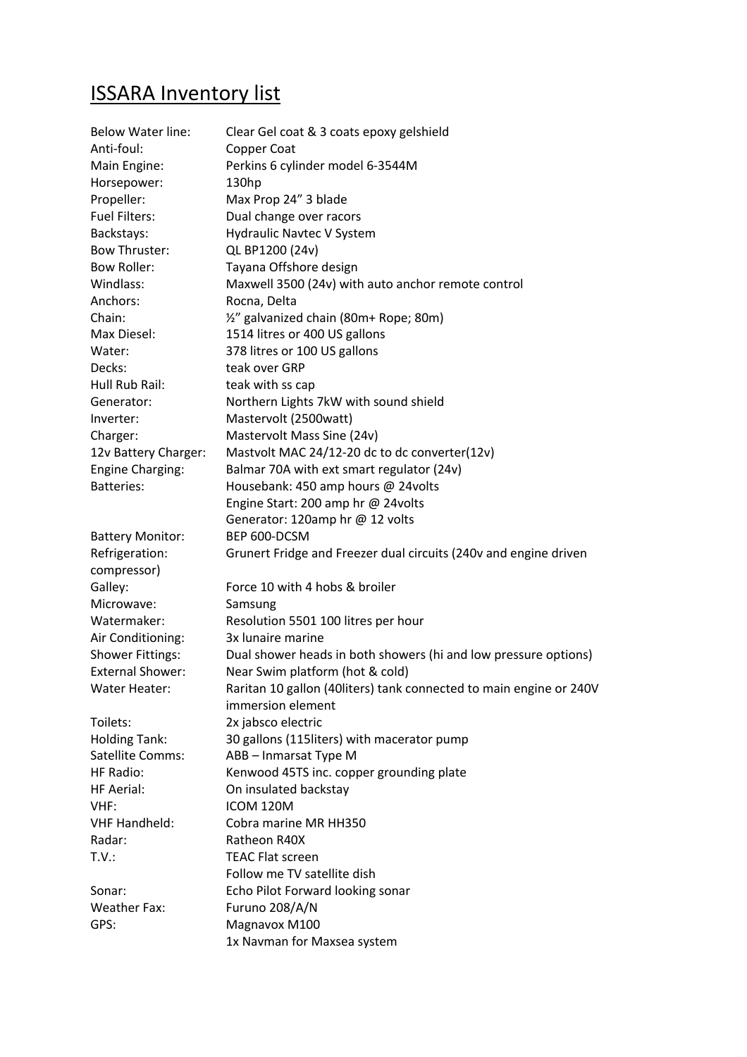# ISSARA Inventory list

| | |
|---|---|
| Below Water line: | Clear Gel coat & 3 coats epoxy gelshield |
| Anti-foul: | Copper Coat |
| Main Engine: | Perkins 6 cylinder model 6-3544M |
| Horsepower: | 130hp |
| Propeller: | Max Prop 24” 3 blade |
| Fuel Filters: | Dual change over racors |
| Backstays: | Hydraulic Navtec V System |
| Bow Thruster: | QL BP1200 (24v) |
| Bow Roller: | Tayana Offshore design |
| Windlass: | Maxwell 3500 (24v) with auto anchor remote control |
| Anchors: | Rocna, Delta |
| Chain: | ½” galvanized chain (80m+ Rope; 80m) |
| Max Diesel: | 1514 litres or 400 US gallons |
| Water: | 378 litres or 100 US gallons |
| Decks: | teak over GRP |
| Hull Rub Rail: | teak with ss cap |
| Generator: | Northern Lights 7kW with sound shield |
| Inverter: | Mastervolt (2500watt) |
| Charger: | Mastervolt Mass Sine (24v) |
| 12v Battery Charger: | Mastvolt MAC 24/12-20 dc to dc converter(12v) |
| Engine Charging: | Balmar 70A with ext smart regulator (24v) |
| Batteries: | Housebank: 450 amp hours @ 24volts<br>Engine Start: 200 amp hr @ 24volts<br>Generator: 120amp hr @ 12 volts |
| Battery Monitor: | BEP 600-DCSM |
| Refrigeration: | Grunert Fridge and Freezer dual circuits (240v and engine driven compressor) |
| Galley: | Force 10 with 4 hobs & broiler |
| Microwave: | Samsung |
| Watermaker: | Resolution 5501 100 litres per hour |
| Air Conditioning: | 3x lunaire marine |
| Shower Fittings: | Dual shower heads in both showers (hi and low pressure options) |
| External Shower: | Near Swim platform (hot & cold) |
| Water Heater: | Raritan 10 gallon (40liters) tank connected to main engine or 240V immersion element |
| Toilets: | 2x jabsco electric |
| Holding Tank: | 30 gallons (115liters) with macerator pump |
| Satellite Comms: | ABB – Inmarsat Type M |
| HF Radio: | Kenwood 45TS inc. copper grounding plate |
| HF Aerial: | On insulated backstay |
| VHF: | ICOM 120M |
| VHF Handheld: | Cobra marine MR HH350 |
| Radar: | Ratheon R40X |
| T.V.: | TEAC Flat screen<br>Follow me TV satellite dish |
| Sonar: | Echo Pilot Forward looking sonar |
| Weather Fax: | Furuno 208/A/N |
| GPS: | Magnavox M100<br>1x Navman for Maxsea system |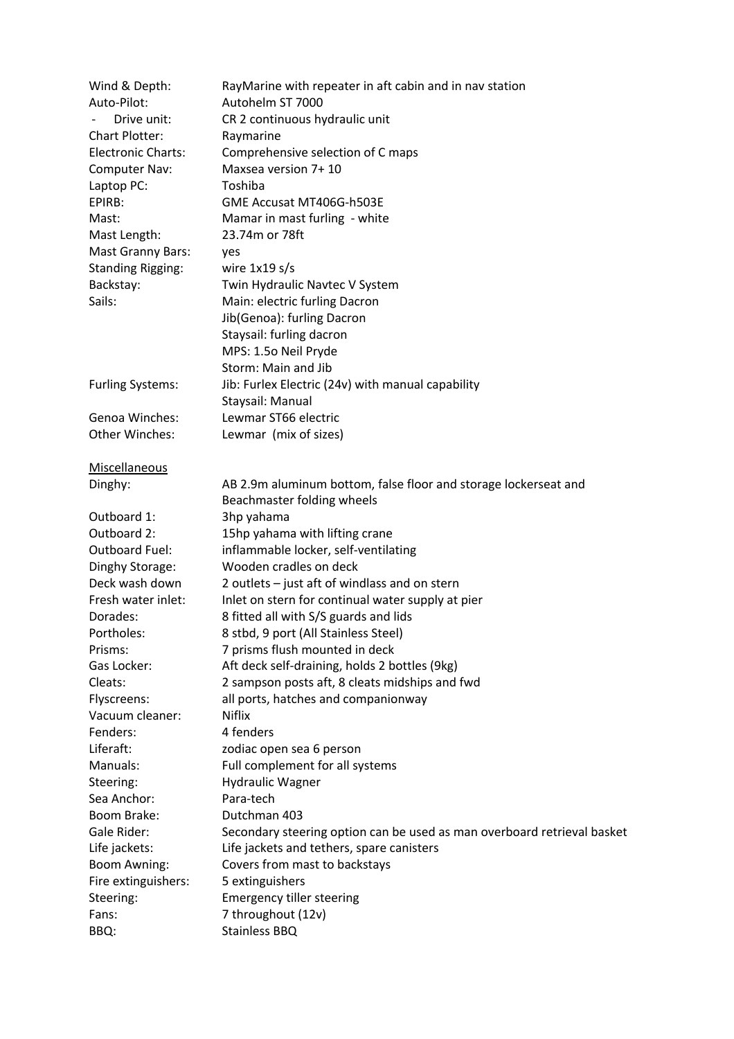| | |
|---|---|
| Wind & Depth: | RayMarine with repeater in aft cabin and in nav station |
| Auto-Pilot: | Autohelm ST 7000 |
| - Drive unit: | CR 2 continuous hydraulic unit |
| Chart Plotter: | Raymarine |
| Electronic Charts: | Comprehensive selection of C maps |
| Computer Nav: | Maxsea version 7+ 10 |
| Laptop PC: | Toshiba |
| EPIRB: | GME Accusat MT406G-h503E |
| Mast: | Mamar in mast furling - white |
| Mast Length: | 23.74m or 78ft |
| Mast Granny Bars: | yes |
| Standing Rigging: | wire 1x19 s/s |
| Backstay: | Twin Hydraulic Navtec V System |
| Sails: | Main: electric furling Dacron |
| | Jib(Genoa): furling Dacron |
| | Staysail: furling dacron |
| | MPS: 1.5o Neil Pryde |
| | Storm: Main and Jib |
| Furling Systems: | Jib: Furlex Electric (24v) with manual capability |
| | Staysail: Manual |
| Genoa Winches: | Lewmar ST66 electric |
| Other Winches: | Lewmar (mix of sizes) |

<u>Miscellaneous</u>

| | |
|---|---|
| Dinghy: | AB 2.9m aluminum bottom, false floor and storage lockerseat and Beachmaster folding wheels |
| Outboard 1: | 3hp yahama |
| Outboard 2: | 15hp yahama with lifting crane |
| Outboard Fuel: | inflammable locker, self-ventilating |
| Dinghy Storage: | Wooden cradles on deck |
| Deck wash down | 2 outlets – just aft of windlass and on stern |
| Fresh water inlet: | Inlet on stern for continual water supply at pier |
| Dorades: | 8 fitted all with S/S guards and lids |
| Portholes: | 8 stbd, 9 port (All Stainless Steel) |
| Prisms: | 7 prisms flush mounted in deck |
| Gas Locker: | Aft deck self-draining, holds 2 bottles (9kg) |
| Cleats: | 2 sampson posts aft, 8 cleats midships and fwd |
| Flyscreens: | all ports, hatches and companionway |
| Vacuum cleaner: | Niflix |
| Fenders: | 4 fenders |
| Liferaft: | zodiac open sea 6 person |
| Manuals: | Full complement for all systems |
| Steering: | Hydraulic Wagner |
| Sea Anchor: | Para-tech |
| Boom Brake: | Dutchman 403 |
| Gale Rider: | Secondary steering option can be used as man overboard retrieval basket |
| Life jackets: | Life jackets and tethers, spare canisters |
| Boom Awning: | Covers from mast to backstays |
| Fire extinguishers: | 5 extinguishers |
| Steering: | Emergency tiller steering |
| Fans: | 7 throughout (12v) |
| BBQ: | Stainless BBQ |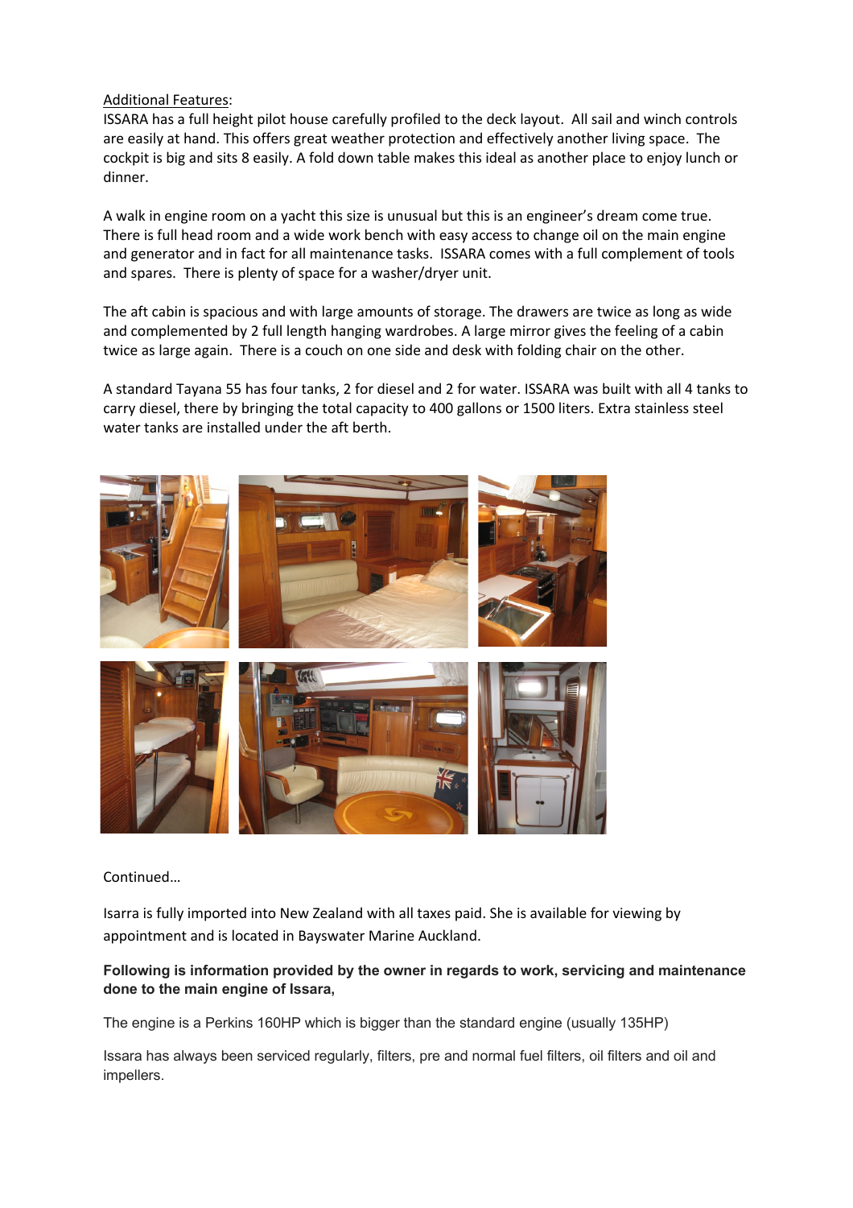<u>Additional Features</u>:

ISSARA has a full height pilot house carefully profiled to the deck layout. All sail and winch controls are easily at hand. This offers great weather protection and effectively another living space. The cockpit is big and sits 8 easily. A fold down table makes this ideal as another place to enjoy lunch or dinner.

A walk in engine room on a yacht this size is unusual but this is an engineer's dream come true. There is full head room and a wide work bench with easy access to change oil on the main engine and generator and in fact for all maintenance tasks. ISSARA comes with a full complement of tools and spares. There is plenty of space for a washer/dryer unit.

The aft cabin is spacious and with large amounts of storage. The drawers are twice as long as wide and complemented by 2 full length hanging wardrobes. A large mirror gives the feeling of a cabin twice as large again. There is a couch on one side and desk with folding chair on the other.

A standard Tayana 55 has four tanks, 2 for diesel and 2 for water. ISSARA was built with all 4 tanks to carry diesel, there by bringing the total capacity to 400 gallons or 1500 liters. Extra stainless steel water tanks are installed under the aft berth.

Continued…

Isarra is fully imported into New Zealand with all taxes paid. She is available for viewing by appointment and is located in Bayswater Marine Auckland.

**Following is information provided by the owner in regards to work, servicing and maintenance done to the main engine of Issara,**

The engine is a Perkins 160HP which is bigger than the standard engine (usually 135HP)

Issara has always been serviced regularly, filters, pre and normal fuel filters, oil filters and oil and impellers.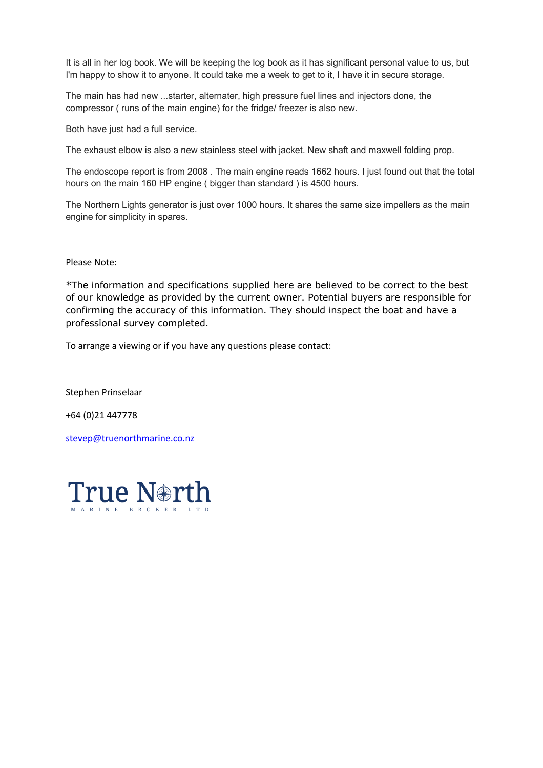It is all in her log book. We will be keeping the log book as it has significant personal value to us, but I'm happy to show it to anyone. It could take me a week to get to it, I have it in secure storage.

The main has had new ...starter, alternater, high pressure fuel lines and injectors done, the compressor ( runs of the main engine) for the fridge/ freezer is also new.

Both have just had a full service.

The exhaust elbow is also a new stainless steel with jacket. New shaft and maxwell folding prop.

The endoscope report is from 2008 . The main engine reads 1662 hours. I just found out that the total hours on the main 160 HP engine ( bigger than standard ) is 4500 hours.

The Northern Lights generator is just over 1000 hours. It shares the same size impellers as the main engine for simplicity in spares.

Please Note:

*The information and specifications supplied here are believed to be correct to the best of our knowledge as provided by the current owner. Potential buyers are responsible for confirming the accuracy of this information. They should inspect the boat and have a professional survey completed.

To arrange a viewing or if you have any questions please contact:

Stephen Prinselaar

+64 (0)21 447778

stevep@truenorthmarine.co.nz

True North
MARINE BROKER LTD